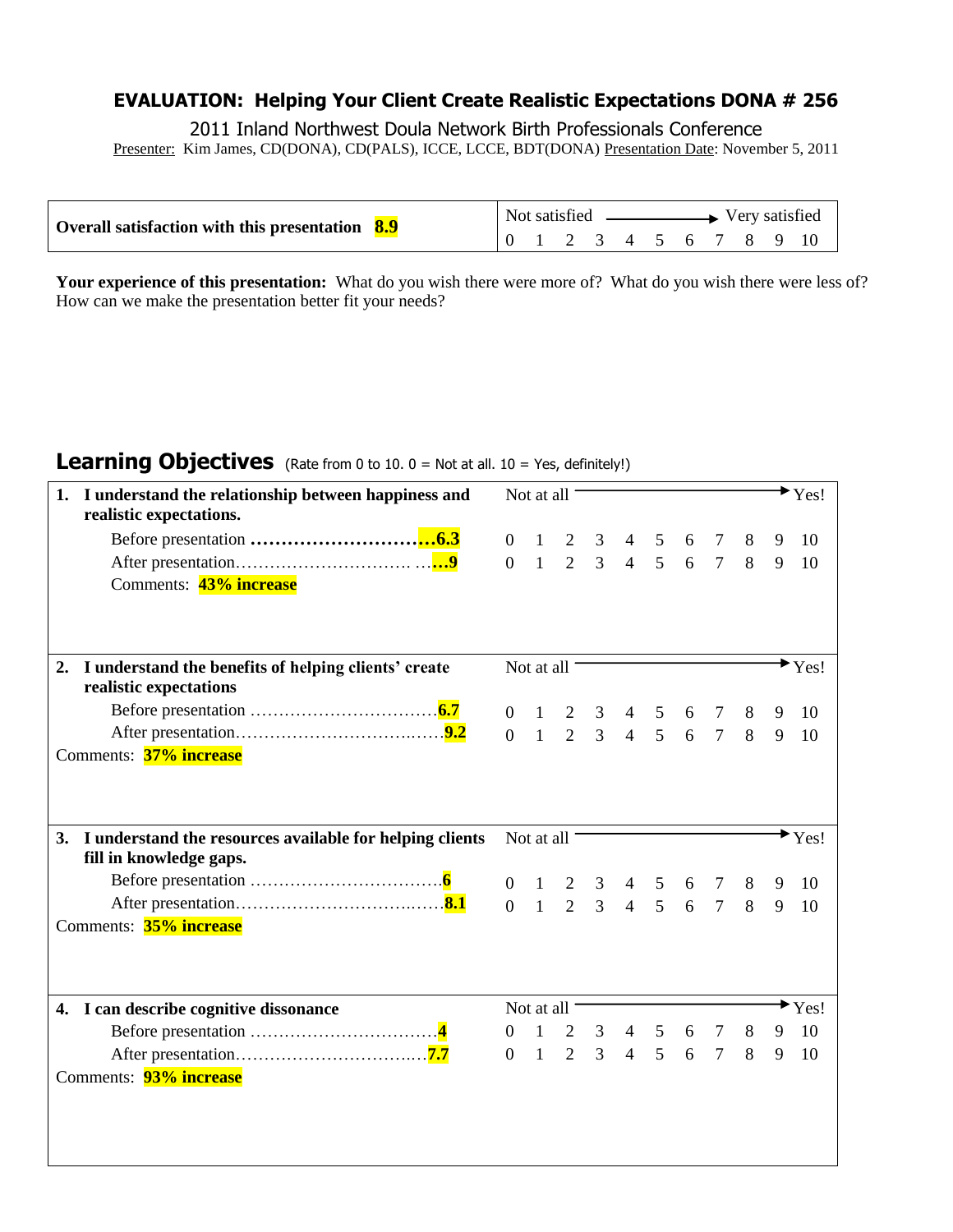## EVALUATION: Helping Your Client Create Realistic Expectations DONA # 256

2011 Inland Northwest Doula Network Birth Professionals Conference

Presenter: Kim James, CD(DONA), CD(PALS), ICCE, LCCE, BDT(DONA) Presentation Date: November 5, 2011

| | |
|---|---|
| **Overall satisfaction with this presentation 8.9** | Not satisfied → Very satisfied<br>0 1 2 3 4 5 6 7 8 9 10 |

**Your experience of this presentation:** What do you wish there were more of? What do you wish there were less of? How can we make the presentation better fit your needs?

## Learning Objectives (Rate from 0 to 10. 0 = Not at all. 10 = Yes, definitely!)

| | |
|---|---|
| **1. I understand the relationship between happiness and realistic expectations.** | Not at all → Yes! |
| Before presentation ……………………………6.3 | 0 1 2 3 4 5 6 7 8 9 10 |
| After presentation……………………………. ……9 | 0 1 2 3 4 5 6 7 8 9 10 |
| Comments: **43% increase** | |
| **2. I understand the benefits of helping clients' create realistic expectations** | Not at all → Yes! |
| Before presentation ……………………………6.7 | 0 1 2 3 4 5 6 7 8 9 10 |
| After presentation………………………………9.2 | 0 1 2 3 4 5 6 7 8 9 10 |
| Comments: **37% increase** | |
| **3. I understand the resources available for helping clients fill in knowledge gaps.** | Not at all → Yes! |
| Before presentation ……………………………6 | 0 1 2 3 4 5 6 7 8 9 10 |
| After presentation………………………………8.1 | 0 1 2 3 4 5 6 7 8 9 10 |
| Comments: **35% increase** | |
| **4. I can describe cognitive dissonance** | Not at all → Yes! |
| Before presentation ……………………………4 | 0 1 2 3 4 5 6 7 8 9 10 |
| After presentation……………………………7.7 | 0 1 2 3 4 5 6 7 8 9 10 |
| Comments: **93% increase** | |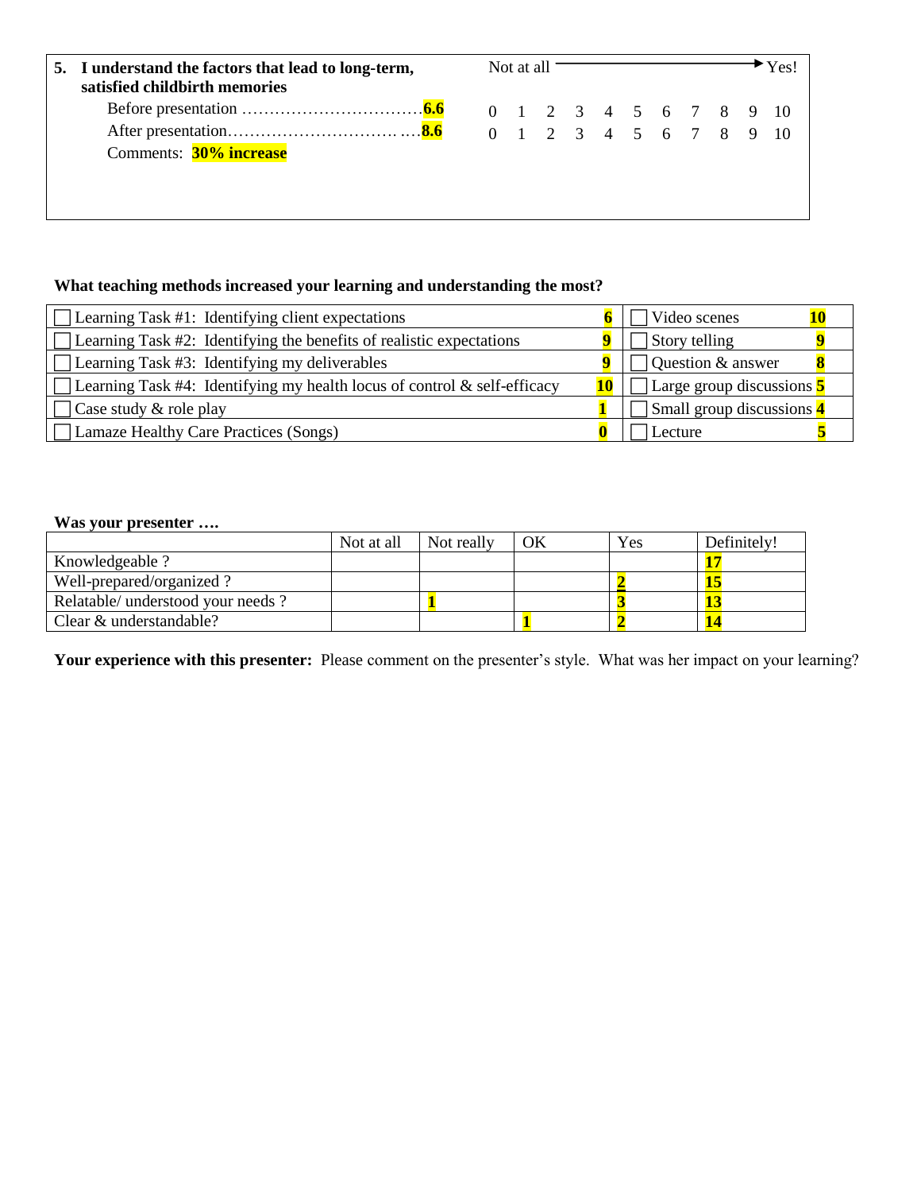**5. I understand the factors that lead to long-term, satisfied childbirth memories**

Not at all ⟶ Yes!

Before presentation ……………………………**6.6**   0 1 2 3 4 5 6 7 8 9 10

After presentation…………………………. ….**8.6**   0 1 2 3 4 5 6 7 8 9 10

Comments: **30% increase**

**What teaching methods increased your learning and understanding the most?**

| | | | |
|---|---|---|---|
| ☐ Learning Task #1: Identifying client expectations | **6** | ☐ Video scenes | **10** |
| ☐ Learning Task #2: Identifying the benefits of realistic expectations | **9** | ☐ Story telling | **9** |
| ☐ Learning Task #3: Identifying my deliverables | **9** | ☐ Question & answer | **8** |
| ☐ Learning Task #4: Identifying my health locus of control & self-efficacy | **10** | ☐ Large group discussions | **5** |
| ☐ Case study & role play | **1** | ☐ Small group discussions | **4** |
| ☐ Lamaze Healthy Care Practices (Songs) | **0** | ☐ Lecture | **5** |

**Was your presenter ….**

| | Not at all | Not really | OK | Yes | Definitely! |
|---|---|---|---|---|---|
| Knowledgeable ? | | | | | **17** |
| Well-prepared/organized ? | | | | **2** | **15** |
| Relatable/ understood your needs ? | | **1** | | **3** | **13** |
| Clear & understandable? | | | **1** | **2** | **14** |

**Your experience with this presenter:** Please comment on the presenter's style. What was her impact on your learning?